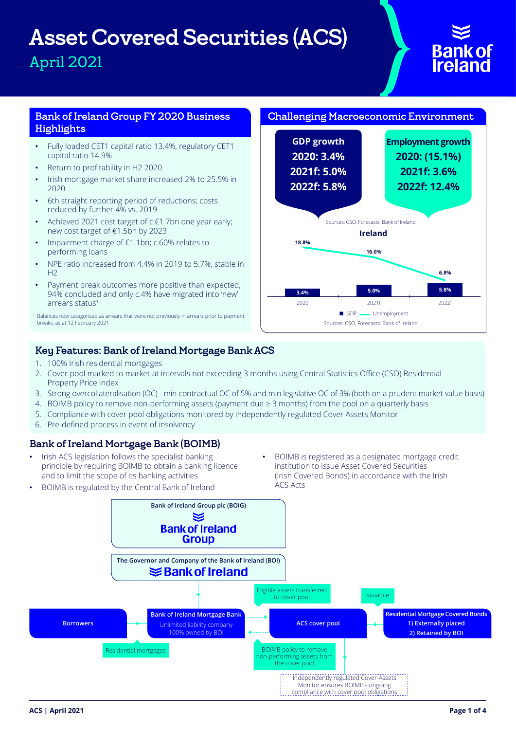# Asset Covered Securities (ACS)

April 2021

## Bank of Ireland Group FY 2020 Business Highlights

- Fully loaded CET1 capital ratio 13.4%, regulatory CET1 capital ratio 14.9%
- Return to profitability in H2 2020
- Irish mortgage market share increased 2% to 25.5% in 2020
- 6th straight reporting period of reductions; costs reduced by further 4% vs. 2019
- Achieved 2021 cost target of c.€1.7bn one year early; new cost target of €1.5bn by 2023
- Impairment charge of €1.1bn; c.60% relates to performing loans
- NPE ratio increased from 4.4% in 2019 to 5.7%; stable in H2
- Payment break outcomes more positive than expected; 94% concluded and only c.4% have migrated into 'new' arrears status[1]

[1] Balances now categorised as arrears that were not previously in arrears prior to payment breaks; as at 12 February 2021

## Challenging Macroeconomic Environment

**GDP growth**
**2020: 3.4%**
**2021f: 5.0%**
**2022f: 5.8%**

**Employment growth**
**2020: (15.1%)**
**2021f: 3.6%**
**2022f: 12.4%**

Sources: CSO, Forecasts: Bank of Ireland

**Ireland**

| | 2020 | 2021f | 2022f |
|---|---|---|---|
| GDP | 3.4% | 5.0% | 5.8% |
| Unemployment | 18.8% | 16.0% | 6.8% |

Sources: CSO, Forecasts: Bank of Ireland

## Key Features: Bank of Ireland Mortgage Bank ACS

1. 100% Irish residential mortgages
2. Cover pool marked to market at intervals not exceeding 3 months using Central Statistics Office (CSO) Residential Property Price Index
3. Strong overcollateralisation (OC) - min contractual OC of 5% and min legislative OC of 3% (both on a prudent market value basis)
4. BOIMB policy to remove non-performing assets (payment due ≥ 3 months) from the pool on a quarterly basis
5. Compliance with cover pool obligations monitored by independently regulated Cover Assets Monitor
6. Pre-defined process in event of insolvency

## Bank of Ireland Mortgage Bank (BOIMB)

- Irish ACS legislation follows the specialist banking principle by requiring BOIMB to obtain a banking licence and to limit the scope of its banking activities
- BOIMB is regulated by the Central Bank of Ireland
- BOIMB is registered as a designated mortgage credit institution to issue Asset Covered Securities (Irish Covered Bonds) in accordance with the Irish ACS Acts

Bank of Ireland Group plc (BOIG) — Bank of Ireland Group

The Governor and Company of the Bank of Ireland (BOI) — Bank of Ireland

Borrowers → (Residential mortgages) → Bank of Ireland Mortgage Bank (Unlimited liability company, 100% owned by BOI) → (Eligible assets transferred to cover pool) → ACS cover pool → (Issuance) → Residential Mortgage Covered Bonds: 1) Externally placed 2) Retained by BOI

BOIMB policy to remove non-performing assets from the cover pool

Independently regulated Cover-Assets Monitor ensures BOIMB's ongoing compliance with cover pool obligations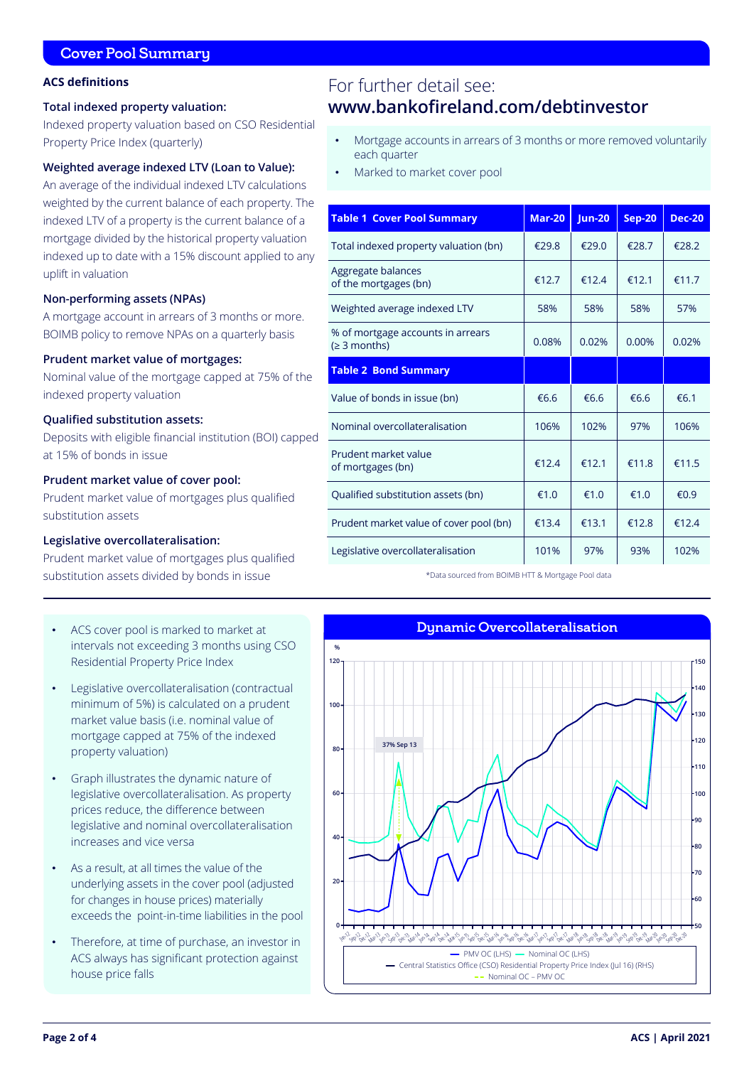## Cover Pool Summary

### ACS definitions

**Total indexed property valuation:**
Indexed property valuation based on CSO Residential Property Price Index (quarterly)

**Weighted average indexed LTV (Loan to Value):**
An average of the individual indexed LTV calculations weighted by the current balance of each property. The indexed LTV of a property is the current balance of a mortgage divided by the historical property valuation indexed up to date with a 15% discount applied to any uplift in valuation

**Non-performing assets (NPAs)**
A mortgage account in arrears of 3 months or more. BOIMB policy to remove NPAs on a quarterly basis

**Prudent market value of mortgages:**
Nominal value of the mortgage capped at 75% of the indexed property valuation

**Qualified substitution assets:**
Deposits with eligible financial institution (BOI) capped at 15% of bonds in issue

**Prudent market value of cover pool:**
Prudent market value of mortgages plus qualified substitution assets

**Legislative overcollateralisation:**
Prudent market value of mortgages plus qualified substitution assets divided by bonds in issue

For further detail see:
**www.bankofireland.com/debtinvestor**

- Mortgage accounts in arrears of 3 months or more removed voluntarily each quarter
- Marked to market cover pool

| Table 1 Cover Pool Summary | Mar-20 | Jun-20 | Sep-20 | Dec-20 |
|---|---|---|---|---|
| Total indexed property valuation (bn) | €29.8 | €29.0 | €28.7 | €28.2 |
| Aggregate balances of the mortgages (bn) | €12.7 | €12.4 | €12.1 | €11.7 |
| Weighted average indexed LTV | 58% | 58% | 58% | 57% |
| % of mortgage accounts in arrears (≥ 3 months) | 0.08% | 0.02% | 0.00% | 0.02% |
| **Table 2 Bond Summary** | | | | |
| Value of bonds in issue (bn) | €6.6 | €6.6 | €6.6 | €6.1 |
| Nominal overcollateralisation | 106% | 102% | 97% | 106% |
| Prudent market value of mortgages (bn) | €12.4 | €12.1 | €11.8 | €11.5 |
| Qualified substitution assets (bn) | €1.0 | €1.0 | €1.0 | €0.9 |
| Prudent market value of cover pool (bn) | €13.4 | €13.1 | €12.8 | €12.4 |
| Legislative overcollateralisation | 101% | 97% | 93% | 102% |

*Data sourced from BOIMB HTT & Mortgage Pool data

- ACS cover pool is marked to market at intervals not exceeding 3 months using CSO Residential Property Price Index
- Legislative overcollateralisation (contractual minimum of 5%) is calculated on a prudent market value basis (i.e. nominal value of mortgage capped at 75% of the indexed property valuation)
- Graph illustrates the dynamic nature of legislative overcollateralisation. As property prices reduce, the difference between legislative and nominal overcollateralisation increases and vice versa
- As a result, at all times the value of the underlying assets in the cover pool (adjusted for changes in house prices) materially exceeds the point-in-time liabilities in the pool
- Therefore, at time of purchase, an investor in ACS always has significant protection against house price falls

### Dynamic Overcollateralisation

PMV OC (LHS) — Nominal OC (LHS) — Central Statistics Office (CSO) Residential Property Price Index (Jul 16) (RHS) — Nominal OC – PMV OC

37% Sep 13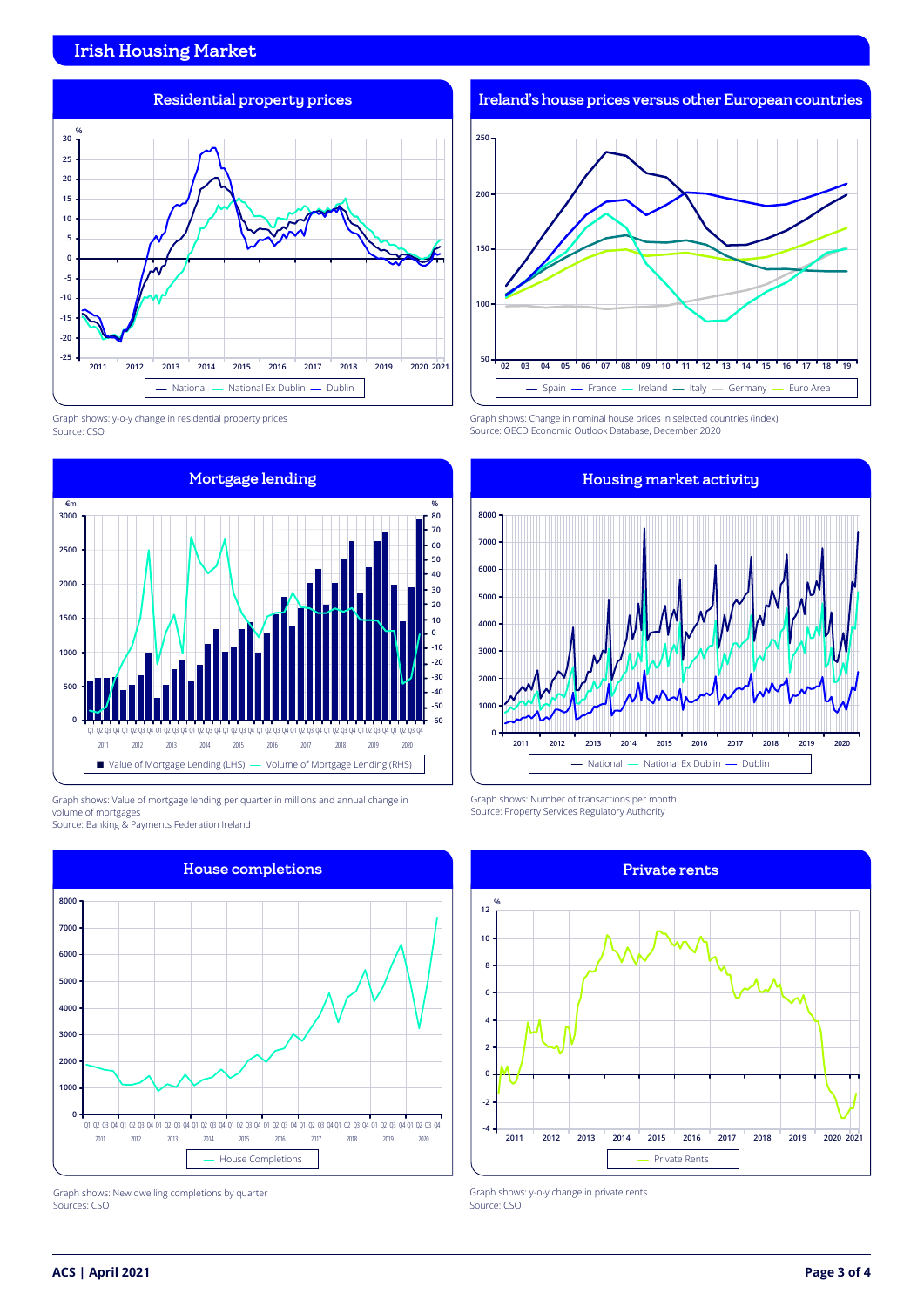# Irish Housing Market

## Residential property prices

Graph shows: y-o-y change in residential property prices
Source: CSO

## Ireland's house prices versus other European countries

Graph shows: Change in nominal house prices in selected countries (index)
Source: OECD Economic Outlook Database, December 2020

## Mortgage lending

Graph shows: Value of mortgage lending per quarter in millions and annual change in volume of mortgages
Source: Banking & Payments Federation Ireland

## Housing market activity

Graph shows: Number of transactions per month
Source: Property Services Regulatory Authority

## House completions

Graph shows: New dwelling completions by quarter
Sources: CSO

## Private rents

Graph shows: y-o-y change in private rents
Source: CSO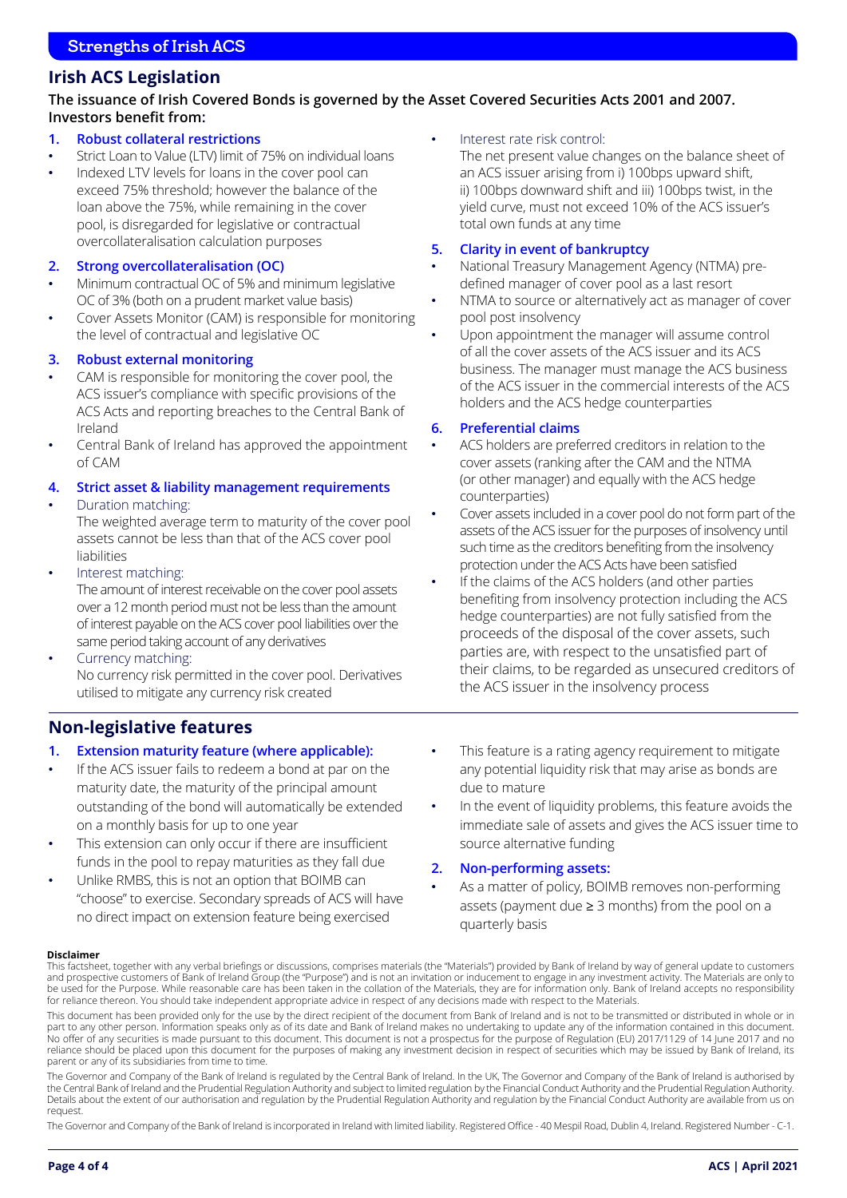## Strengths of Irish ACS

## Irish ACS Legislation

**The issuance of Irish Covered Bonds is governed by the Asset Covered Securities Acts 2001 and 2007. Investors benefit from:**

### 1. Robust collateral restrictions

- Strict Loan to Value (LTV) limit of 75% on individual loans
- Indexed LTV levels for loans in the cover pool can exceed 75% threshold; however the balance of the loan above the 75%, while remaining in the cover pool, is disregarded for legislative or contractual overcollateralisation calculation purposes

### 2. Strong overcollateralisation (OC)

- Minimum contractual OC of 5% and minimum legislative OC of 3% (both on a prudent market value basis)
- Cover Assets Monitor (CAM) is responsible for monitoring the level of contractual and legislative OC

### 3. Robust external monitoring

- CAM is responsible for monitoring the cover pool, the ACS issuer's compliance with specific provisions of the ACS Acts and reporting breaches to the Central Bank of Ireland
- Central Bank of Ireland has approved the appointment of CAM

### 4. Strict asset & liability management requirements

- Duration matching:
  The weighted average term to maturity of the cover pool assets cannot be less than that of the ACS cover pool liabilities
- Interest matching:
  The amount of interest receivable on the cover pool assets over a 12 month period must not be less than the amount of interest payable on the ACS cover pool liabilities over the same period taking account of any derivatives
- Currency matching:
  No currency risk permitted in the cover pool. Derivatives utilised to mitigate any currency risk created
- Interest rate risk control:
  The net present value changes on the balance sheet of an ACS issuer arising from i) 100bps upward shift, ii) 100bps downward shift and iii) 100bps twist, in the yield curve, must not exceed 10% of the ACS issuer's total own funds at any time

### 5. Clarity in event of bankruptcy

- National Treasury Management Agency (NTMA) pre-defined manager of cover pool as a last resort
- NTMA to source or alternatively act as manager of cover pool post insolvency
- Upon appointment the manager will assume control of all the cover assets of the ACS issuer and its ACS business. The manager must manage the ACS business of the ACS issuer in the commercial interests of the ACS holders and the ACS hedge counterparties

### 6. Preferential claims

- ACS holders are preferred creditors in relation to the cover assets (ranking after the CAM and the NTMA (or other manager) and equally with the ACS hedge counterparties)
- Cover assets included in a cover pool do not form part of the assets of the ACS issuer for the purposes of insolvency until such time as the creditors benefiting from the insolvency protection under the ACS Acts have been satisfied
- If the claims of the ACS holders (and other parties benefiting from insolvency protection including the ACS hedge counterparties) are not fully satisfied from the proceeds of the disposal of the cover assets, such parties are, with respect to the unsatisfied part of their claims, to be regarded as unsecured creditors of the ACS issuer in the insolvency process

## Non-legislative features

### 1. Extension maturity feature (where applicable):

- If the ACS issuer fails to redeem a bond at par on the maturity date, the maturity of the principal amount outstanding of the bond will automatically be extended on a monthly basis for up to one year
- This extension can only occur if there are insufficient funds in the pool to repay maturities as they fall due
- Unlike RMBS, this is not an option that BOIMB can "choose" to exercise. Secondary spreads of ACS will have no direct impact on extension feature being exercised
- This feature is a rating agency requirement to mitigate any potential liquidity risk that may arise as bonds are due to mature
- In the event of liquidity problems, this feature avoids the immediate sale of assets and gives the ACS issuer time to source alternative funding

### 2. Non-performing assets:

- As a matter of policy, BOIMB removes non-performing assets (payment due ≥ 3 months) from the pool on a quarterly basis

**Disclaimer**

This factsheet, together with any verbal briefings or discussions, comprises materials (the "Materials") provided by Bank of Ireland by way of general update to customers and prospective customers of Bank of Ireland Group (the "Purpose") and is not an invitation or inducement to engage in any investment activity. The Materials are only to be used for the Purpose. While reasonable care has been taken in the collation of the Materials, they are for information only. Bank of Ireland accepts no responsibility for reliance thereon. You should take independent appropriate advice in respect of any decisions made with respect to the Materials.

This document has been provided only for the use by the direct recipient of the document from Bank of Ireland and is not to be transmitted or distributed in whole or in part to any other person. Information speaks only as of its date and Bank of Ireland makes no undertaking to update any of the information contained in this document. No offer of any securities is made pursuant to this document. This document is not a prospectus for the purpose of Regulation (EU) 2017/1129 of 14 June 2017 and no reliance should be placed upon this document for the purposes of making any investment decision in respect of securities which may be issued by Bank of Ireland, its parent or any of its subsidiaries from time to time.

The Governor and Company of the Bank of Ireland is regulated by the Central Bank of Ireland. In the UK, The Governor and Company of the Bank of Ireland is authorised by the Central Bank of Ireland and the Prudential Regulation Authority and subject to limited regulation by the Financial Conduct Authority and the Prudential Regulation Authority. Details about the extent of our authorisation and regulation by the Prudential Regulation Authority and regulation by the Financial Conduct Authority are available from us on request.

The Governor and Company of the Bank of Ireland is incorporated in Ireland with limited liability. Registered Office - 40 Mespil Road, Dublin 4, Ireland. Registered Number - C-1.